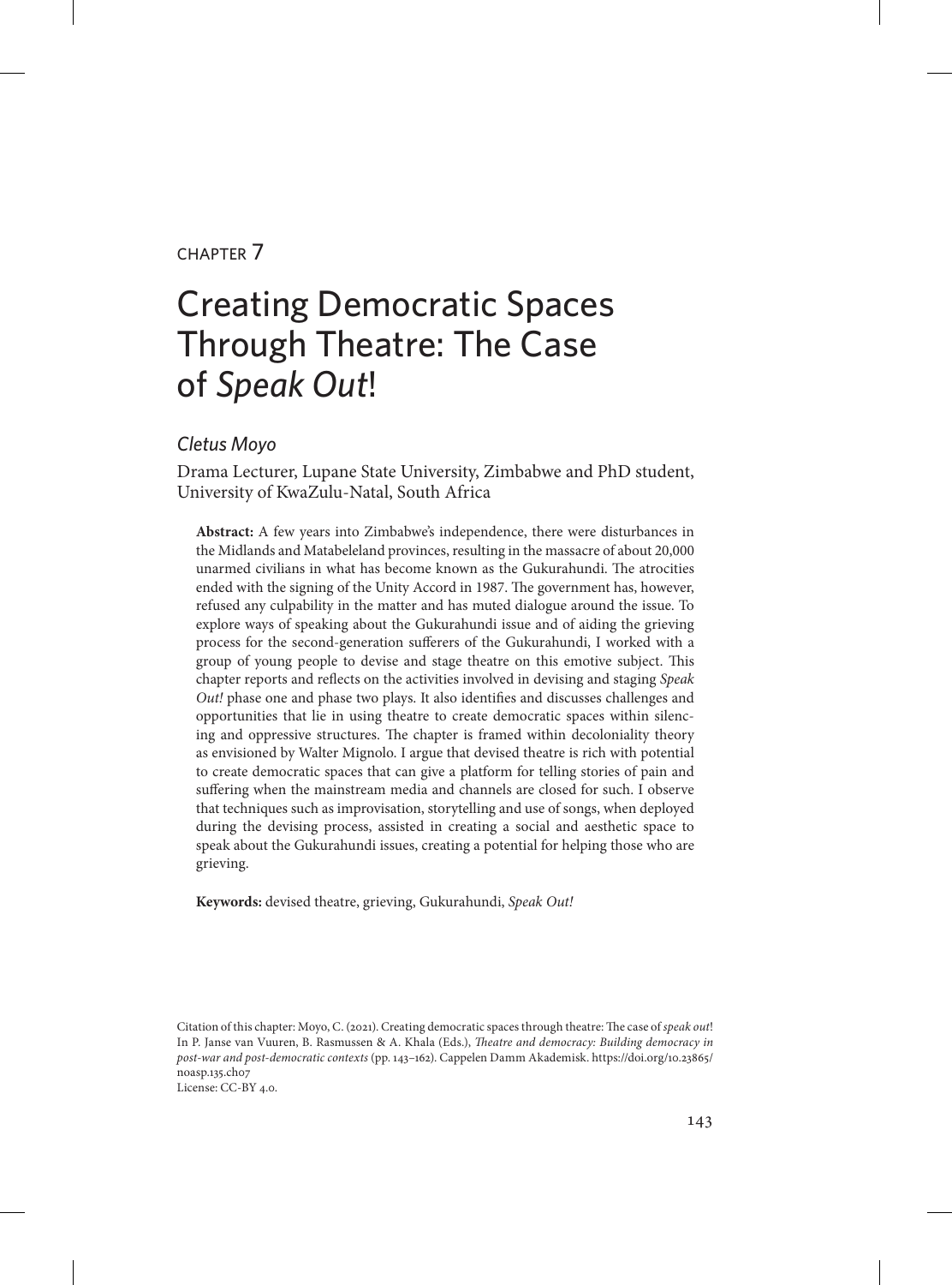CHAPTER 7

# Creating Democratic Spaces Through Theatre: The Case of *Speak Out*!

*Cletus Moyo*

Drama Lecturer, Lupane State University, Zimbabwe and PhD student, University of KwaZulu-Natal, South Africa

**Abstract:** A few years into Zimbabwe's independence, there were disturbances in the Midlands and Matabeleland provinces, resulting in the massacre of about 20,000 unarmed civilians in what has become known as the Gukurahundi. The atrocities ended with the signing of the Unity Accord in 1987. The government has, however, refused any culpability in the matter and has muted dialogue around the issue. To explore ways of speaking about the Gukurahundi issue and of aiding the grieving process for the second-generation sufferers of the Gukurahundi, I worked with a group of young people to devise and stage theatre on this emotive subject. This chapter reports and reflects on the activities involved in devising and staging *Speak Out!* phase one and phase two plays. It also identifies and discusses challenges and opportunities that lie in using theatre to create democratic spaces within silencing and oppressive structures. The chapter is framed within decoloniality theory as envisioned by Walter Mignolo. I argue that devised theatre is rich with potential to create democratic spaces that can give a platform for telling stories of pain and suffering when the mainstream media and channels are closed for such. I observe that techniques such as improvisation, storytelling and use of songs, when deployed during the devising process, assisted in creating a social and aesthetic space to speak about the Gukurahundi issues, creating a potential for helping those who are grieving.

**Keywords:** devised theatre, grieving, Gukurahundi, *Speak Out!*

Citation of this chapter: Moyo, C. (2021). Creating democratic spaces through theatre: The case of *speak out*! In P. Janse van Vuuren, B. Rasmussen & A. Khala (Eds.), *Theatre and democracy: Building democracy in post-war and post-democratic contexts* (pp. 143–162). Cappelen Damm Akademisk. https://doi.org/10.23865/noasp.135.ch07
License: CC-BY 4.0.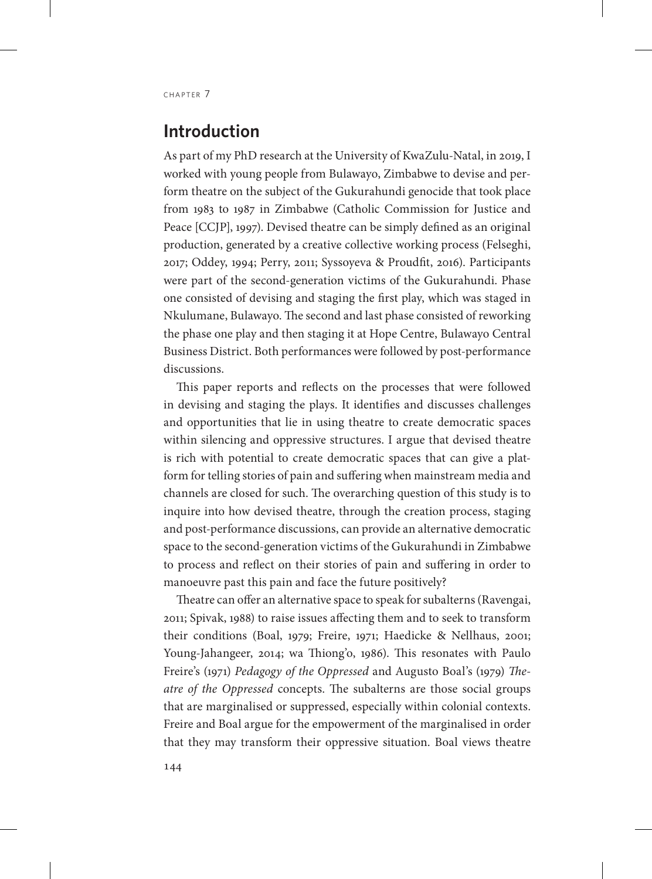## Introduction

As part of my PhD research at the University of KwaZulu-Natal, in 2019, I worked with young people from Bulawayo, Zimbabwe to devise and perform theatre on the subject of the Gukurahundi genocide that took place from 1983 to 1987 in Zimbabwe (Catholic Commission for Justice and Peace [CCJP], 1997). Devised theatre can be simply defined as an original production, generated by a creative collective working process (Felseghi, 2017; Oddey, 1994; Perry, 2011; Syssoyeva & Proudfit, 2016). Participants were part of the second-generation victims of the Gukurahundi. Phase one consisted of devising and staging the first play, which was staged in Nkulumane, Bulawayo. The second and last phase consisted of reworking the phase one play and then staging it at Hope Centre, Bulawayo Central Business District. Both performances were followed by post-performance discussions.

This paper reports and reflects on the processes that were followed in devising and staging the plays. It identifies and discusses challenges and opportunities that lie in using theatre to create democratic spaces within silencing and oppressive structures. I argue that devised theatre is rich with potential to create democratic spaces that can give a platform for telling stories of pain and suffering when mainstream media and channels are closed for such. The overarching question of this study is to inquire into how devised theatre, through the creation process, staging and post-performance discussions, can provide an alternative democratic space to the second-generation victims of the Gukurahundi in Zimbabwe to process and reflect on their stories of pain and suffering in order to manoeuvre past this pain and face the future positively?

Theatre can offer an alternative space to speak for subalterns (Ravengai, 2011; Spivak, 1988) to raise issues affecting them and to seek to transform their conditions (Boal, 1979; Freire, 1971; Haedicke & Nellhaus, 2001; Young-Jahangeer, 2014; wa Thiong'o, 1986). This resonates with Paulo Freire's (1971) *Pedagogy of the Oppressed* and Augusto Boal's (1979) *Theatre of the Oppressed* concepts. The subalterns are those social groups that are marginalised or suppressed, especially within colonial contexts. Freire and Boal argue for the empowerment of the marginalised in order that they may transform their oppressive situation. Boal views theatre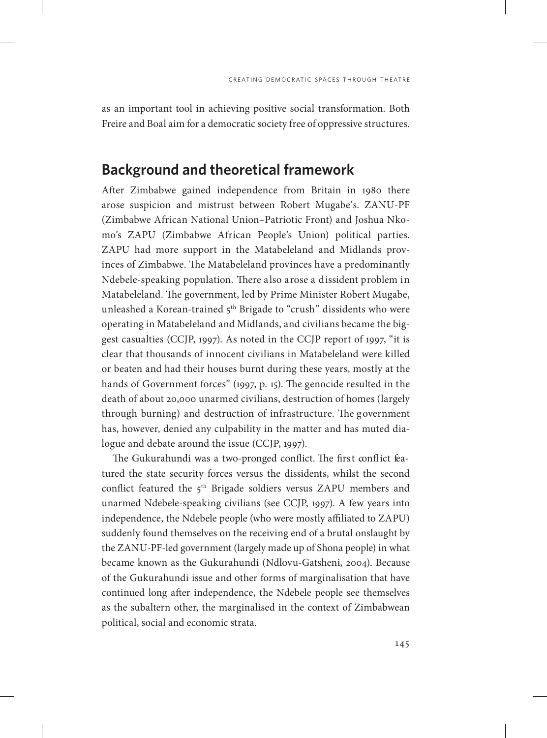as an important tool in achieving positive social transformation. Both Freire and Boal aim for a democratic society free of oppressive structures.

## Background and theoretical framework

After Zimbabwe gained independence from Britain in 1980 there arose suspicion and mistrust between Robert Mugabe's. ZANU-PF (Zimbabwe African National Union–Patriotic Front) and Joshua Nkomo's ZAPU (Zimbabwe African People's Union) political parties. ZAPU had more support in the Matabeleland and Midlands provinces of Zimbabwe. The Matabeleland provinces have a predominantly Ndebele-speaking population. There also arose a dissident problem in Matabeleland. The government, led by Prime Minister Robert Mugabe, unleashed a Korean-trained 5th Brigade to "crush" dissidents who were operating in Matabeleland and Midlands, and civilians became the biggest casualties (CCJP, 1997). As noted in the CCJP report of 1997, "it is clear that thousands of innocent civilians in Matabeleland were killed or beaten and had their houses burnt during these years, mostly at the hands of Government forces" (1997, p. 15). The genocide resulted in the death of about 20,000 unarmed civilians, destruction of homes (largely through burning) and destruction of infrastructure. The government has, however, denied any culpability in the matter and has muted dialogue and debate around the issue (CCJP, 1997).

The Gukurahundi was a two-pronged conflict. The first conflict featured the state security forces versus the dissidents, whilst the second conflict featured the 5th Brigade soldiers versus ZAPU members and unarmed Ndebele-speaking civilians (see CCJP, 1997). A few years into independence, the Ndebele people (who were mostly affiliated to ZAPU) suddenly found themselves on the receiving end of a brutal onslaught by the ZANU-PF-led government (largely made up of Shona people) in what became known as the Gukurahundi (Ndlovu-Gatsheni, 2004). Because of the Gukurahundi issue and other forms of marginalisation that have continued long after independence, the Ndebele people see themselves as the subaltern other, the marginalised in the context of Zimbabwean political, social and economic strata.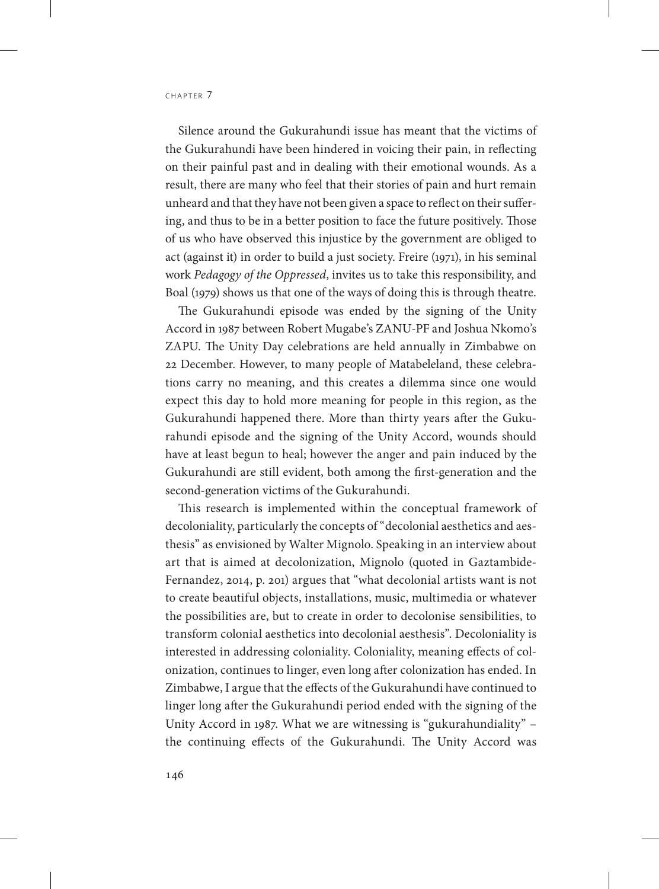Silence around the Gukurahundi issue has meant that the victims of the Gukurahundi have been hindered in voicing their pain, in reflecting on their painful past and in dealing with their emotional wounds. As a result, there are many who feel that their stories of pain and hurt remain unheard and that they have not been given a space to reflect on their suffering, and thus to be in a better position to face the future positively. Those of us who have observed this injustice by the government are obliged to act (against it) in order to build a just society. Freire (1971), in his seminal work *Pedagogy of the Oppressed*, invites us to take this responsibility, and Boal (1979) shows us that one of the ways of doing this is through theatre.

The Gukurahundi episode was ended by the signing of the Unity Accord in 1987 between Robert Mugabe's ZANU-PF and Joshua Nkomo's ZAPU. The Unity Day celebrations are held annually in Zimbabwe on 22 December. However, to many people of Matabeleland, these celebrations carry no meaning, and this creates a dilemma since one would expect this day to hold more meaning for people in this region, as the Gukurahundi happened there. More than thirty years after the Gukurahundi episode and the signing of the Unity Accord, wounds should have at least begun to heal; however the anger and pain induced by the Gukurahundi are still evident, both among the first-generation and the second-generation victims of the Gukurahundi.

This research is implemented within the conceptual framework of decoloniality, particularly the concepts of "decolonial aesthetics and aesthesis" as envisioned by Walter Mignolo. Speaking in an interview about art that is aimed at decolonization, Mignolo (quoted in Gaztambide-Fernandez, 2014, p. 201) argues that "what decolonial artists want is not to create beautiful objects, installations, music, multimedia or whatever the possibilities are, but to create in order to decolonise sensibilities, to transform colonial aesthetics into decolonial aesthesis". Decoloniality is interested in addressing coloniality. Coloniality, meaning effects of colonization, continues to linger, even long after colonization has ended. In Zimbabwe, I argue that the effects of the Gukurahundi have continued to linger long after the Gukurahundi period ended with the signing of the Unity Accord in 1987. What we are witnessing is "gukurahundiality" – the continuing effects of the Gukurahundi. The Unity Accord was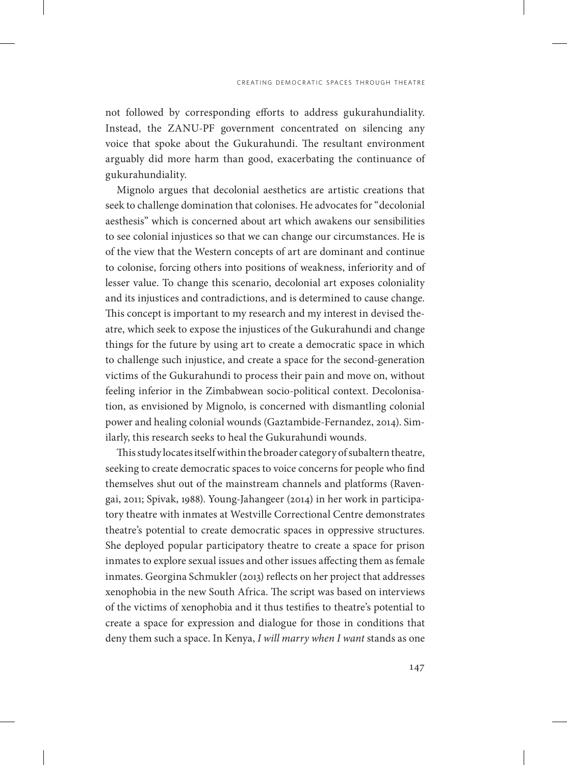not followed by corresponding efforts to address gukurahundiality. Instead, the ZANU-PF government concentrated on silencing any voice that spoke about the Gukurahundi. The resultant environment arguably did more harm than good, exacerbating the continuance of gukurahundiality.

Mignolo argues that decolonial aesthetics are artistic creations that seek to challenge domination that colonises. He advocates for "decolonial aesthesis" which is concerned about art which awakens our sensibilities to see colonial injustices so that we can change our circumstances. He is of the view that the Western concepts of art are dominant and continue to colonise, forcing others into positions of weakness, inferiority and of lesser value. To change this scenario, decolonial art exposes coloniality and its injustices and contradictions, and is determined to cause change. This concept is important to my research and my interest in devised theatre, which seek to expose the injustices of the Gukurahundi and change things for the future by using art to create a democratic space in which to challenge such injustice, and create a space for the second-generation victims of the Gukurahundi to process their pain and move on, without feeling inferior in the Zimbabwean socio-political context. Decolonisation, as envisioned by Mignolo, is concerned with dismantling colonial power and healing colonial wounds (Gaztambide-Fernandez, 2014). Similarly, this research seeks to heal the Gukurahundi wounds.

This study locates itself within the broader category of subaltern theatre, seeking to create democratic spaces to voice concerns for people who find themselves shut out of the mainstream channels and platforms (Ravengai, 2011; Spivak, 1988). Young-Jahangeer (2014) in her work in participatory theatre with inmates at Westville Correctional Centre demonstrates theatre's potential to create democratic spaces in oppressive structures. She deployed popular participatory theatre to create a space for prison inmates to explore sexual issues and other issues affecting them as female inmates. Georgina Schmukler (2013) reflects on her project that addresses xenophobia in the new South Africa. The script was based on interviews of the victims of xenophobia and it thus testifies to theatre's potential to create a space for expression and dialogue for those in conditions that deny them such a space. In Kenya, *I will marry when I want* stands as one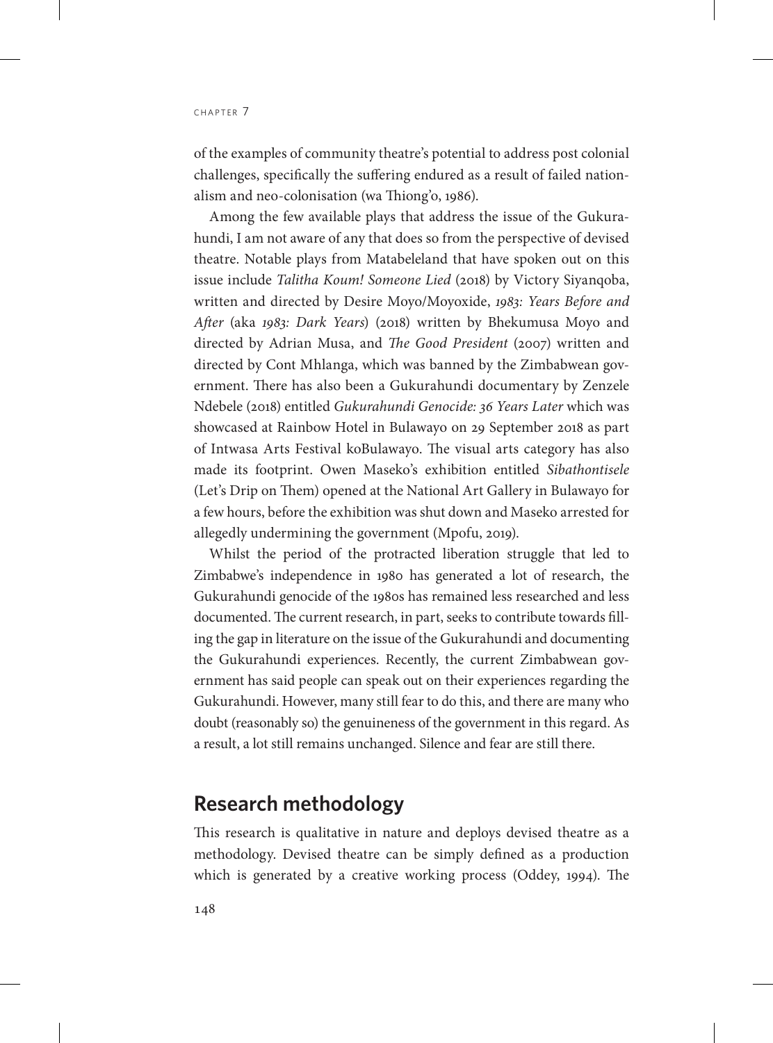of the examples of community theatre's potential to address post colonial challenges, specifically the suffering endured as a result of failed nationalism and neo-colonisation (wa Thiong'o, 1986).

Among the few available plays that address the issue of the Gukurahundi, I am not aware of any that does so from the perspective of devised theatre. Notable plays from Matabeleland that have spoken out on this issue include *Talitha Koum! Someone Lied* (2018) by Victory Siyanqoba, written and directed by Desire Moyo/Moyoxide, *1983: Years Before and After* (aka *1983: Dark Years*) (2018) written by Bhekumusa Moyo and directed by Adrian Musa, and *The Good President* (2007) written and directed by Cont Mhlanga, which was banned by the Zimbabwean government. There has also been a Gukurahundi documentary by Zenzele Ndebele (2018) entitled *Gukurahundi Genocide: 36 Years Later* which was showcased at Rainbow Hotel in Bulawayo on 29 September 2018 as part of Intwasa Arts Festival koBulawayo. The visual arts category has also made its footprint. Owen Maseko's exhibition entitled *Sibathontisele* (Let's Drip on Them) opened at the National Art Gallery in Bulawayo for a few hours, before the exhibition was shut down and Maseko arrested for allegedly undermining the government (Mpofu, 2019).

Whilst the period of the protracted liberation struggle that led to Zimbabwe's independence in 1980 has generated a lot of research, the Gukurahundi genocide of the 1980s has remained less researched and less documented. The current research, in part, seeks to contribute towards filling the gap in literature on the issue of the Gukurahundi and documenting the Gukurahundi experiences. Recently, the current Zimbabwean government has said people can speak out on their experiences regarding the Gukurahundi. However, many still fear to do this, and there are many who doubt (reasonably so) the genuineness of the government in this regard. As a result, a lot still remains unchanged. Silence and fear are still there.

## Research methodology

This research is qualitative in nature and deploys devised theatre as a methodology. Devised theatre can be simply defined as a production which is generated by a creative working process (Oddey, 1994). The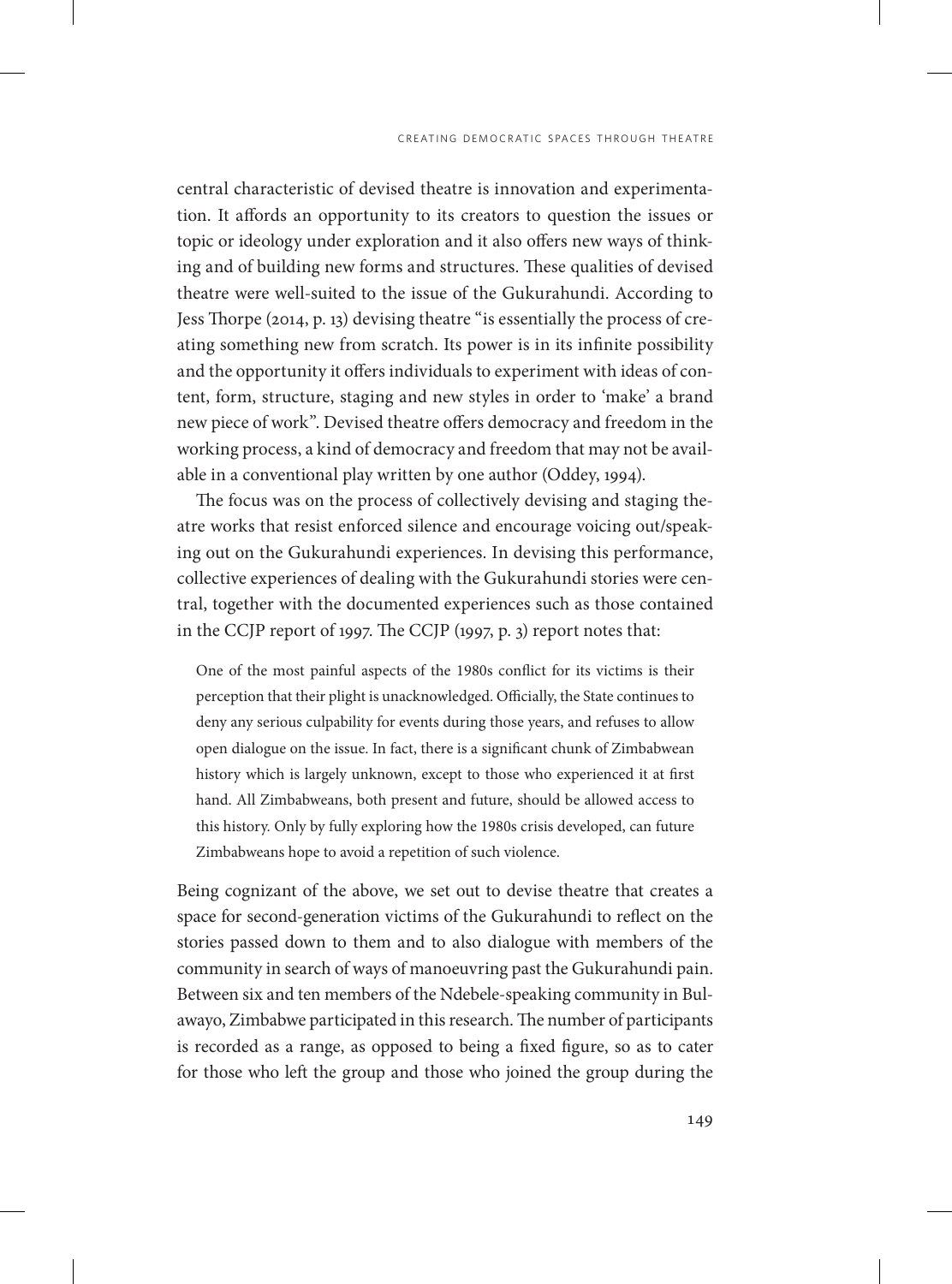central characteristic of devised theatre is innovation and experimentation. It affords an opportunity to its creators to question the issues or topic or ideology under exploration and it also offers new ways of thinking and of building new forms and structures. These qualities of devised theatre were well-suited to the issue of the Gukurahundi. According to Jess Thorpe (2014, p. 13) devising theatre "is essentially the process of creating something new from scratch. Its power is in its infinite possibility and the opportunity it offers individuals to experiment with ideas of content, form, structure, staging and new styles in order to 'make' a brand new piece of work". Devised theatre offers democracy and freedom in the working process, a kind of democracy and freedom that may not be available in a conventional play written by one author (Oddey, 1994).

The focus was on the process of collectively devising and staging theatre works that resist enforced silence and encourage voicing out/speaking out on the Gukurahundi experiences. In devising this performance, collective experiences of dealing with the Gukurahundi stories were central, together with the documented experiences such as those contained in the CCJP report of 1997. The CCJP (1997, p. 3) report notes that:

> One of the most painful aspects of the 1980s conflict for its victims is their perception that their plight is unacknowledged. Officially, the State continues to deny any serious culpability for events during those years, and refuses to allow open dialogue on the issue. In fact, there is a significant chunk of Zimbabwean history which is largely unknown, except to those who experienced it at first hand. All Zimbabweans, both present and future, should be allowed access to this history. Only by fully exploring how the 1980s crisis developed, can future Zimbabweans hope to avoid a repetition of such violence.

Being cognizant of the above, we set out to devise theatre that creates a space for second-generation victims of the Gukurahundi to reflect on the stories passed down to them and to also dialogue with members of the community in search of ways of manoeuvring past the Gukurahundi pain. Between six and ten members of the Ndebele-speaking community in Bulawayo, Zimbabwe participated in this research. The number of participants is recorded as a range, as opposed to being a fixed figure, so as to cater for those who left the group and those who joined the group during the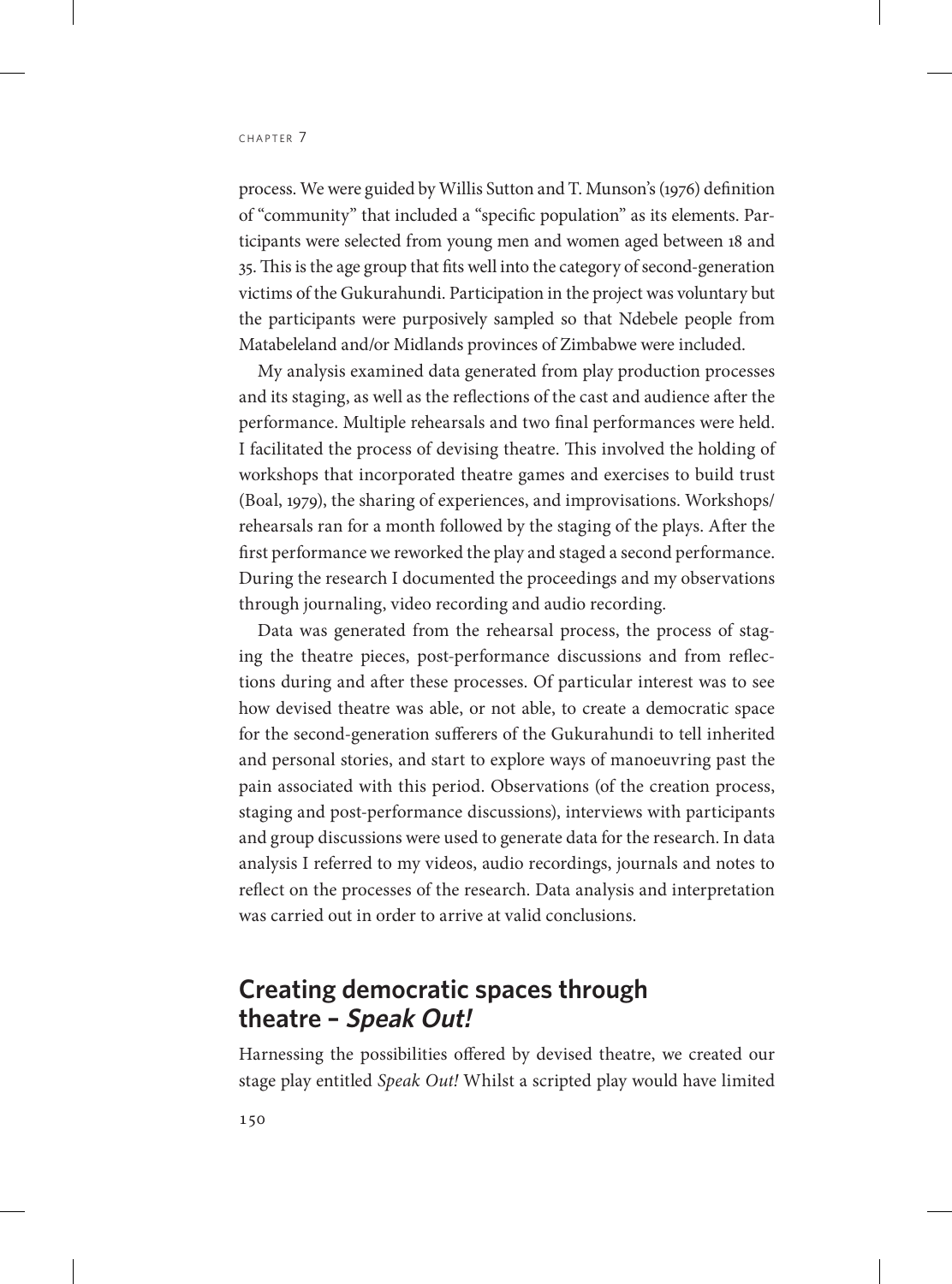process. We were guided by Willis Sutton and T. Munson's (1976) definition of "community" that included a "specific population" as its elements. Participants were selected from young men and women aged between 18 and 35. This is the age group that fits well into the category of second-generation victims of the Gukurahundi. Participation in the project was voluntary but the participants were purposively sampled so that Ndebele people from Matabeleland and/or Midlands provinces of Zimbabwe were included.

My analysis examined data generated from play production processes and its staging, as well as the reflections of the cast and audience after the performance. Multiple rehearsals and two final performances were held. I facilitated the process of devising theatre. This involved the holding of workshops that incorporated theatre games and exercises to build trust (Boal, 1979), the sharing of experiences, and improvisations. Workshops/rehearsals ran for a month followed by the staging of the plays. After the first performance we reworked the play and staged a second performance. During the research I documented the proceedings and my observations through journaling, video recording and audio recording.

Data was generated from the rehearsal process, the process of staging the theatre pieces, post-performance discussions and from reflections during and after these processes. Of particular interest was to see how devised theatre was able, or not able, to create a democratic space for the second-generation sufferers of the Gukurahundi to tell inherited and personal stories, and start to explore ways of manoeuvring past the pain associated with this period. Observations (of the creation process, staging and post-performance discussions), interviews with participants and group discussions were used to generate data for the research. In data analysis I referred to my videos, audio recordings, journals and notes to reflect on the processes of the research. Data analysis and interpretation was carried out in order to arrive at valid conclusions.

## Creating democratic spaces through theatre – *Speak Out!*

Harnessing the possibilities offered by devised theatre, we created our stage play entitled *Speak Out!* Whilst a scripted play would have limited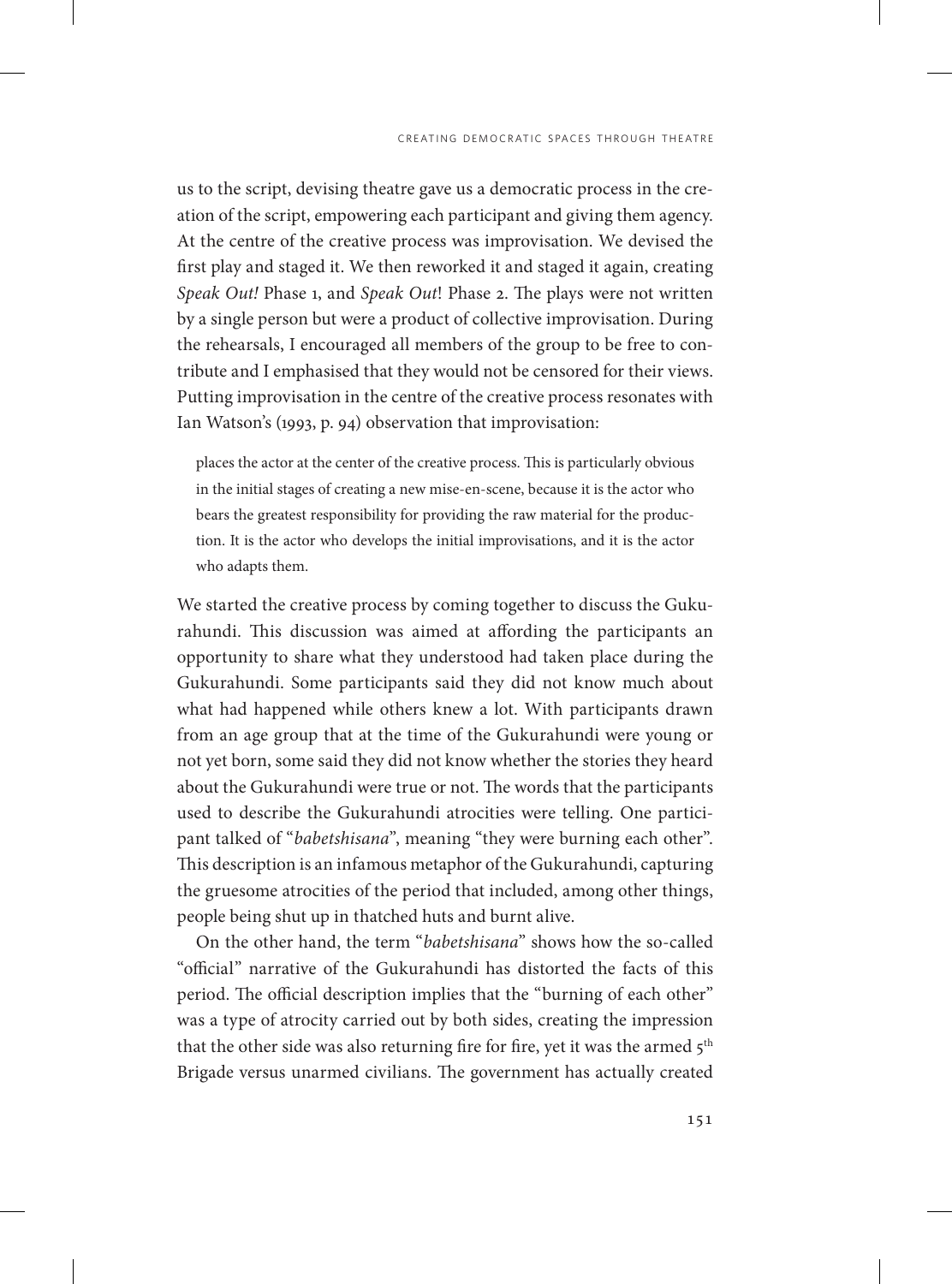us to the script, devising theatre gave us a democratic process in the creation of the script, empowering each participant and giving them agency. At the centre of the creative process was improvisation. We devised the first play and staged it. We then reworked it and staged it again, creating *Speak Out!* Phase 1, and *Speak Out*! Phase 2. The plays were not written by a single person but were a product of collective improvisation. During the rehearsals, I encouraged all members of the group to be free to contribute and I emphasised that they would not be censored for their views. Putting improvisation in the centre of the creative process resonates with Ian Watson's (1993, p. 94) observation that improvisation:

> places the actor at the center of the creative process. This is particularly obvious in the initial stages of creating a new mise-en-scene, because it is the actor who bears the greatest responsibility for providing the raw material for the production. It is the actor who develops the initial improvisations, and it is the actor who adapts them.

We started the creative process by coming together to discuss the Gukurahundi. This discussion was aimed at affording the participants an opportunity to share what they understood had taken place during the Gukurahundi. Some participants said they did not know much about what had happened while others knew a lot. With participants drawn from an age group that at the time of the Gukurahundi were young or not yet born, some said they did not know whether the stories they heard about the Gukurahundi were true or not. The words that the participants used to describe the Gukurahundi atrocities were telling. One participant talked of "*babetshisana*", meaning "they were burning each other". This description is an infamous metaphor of the Gukurahundi, capturing the gruesome atrocities of the period that included, among other things, people being shut up in thatched huts and burnt alive.

On the other hand, the term "*babetshisana*" shows how the so-called "official" narrative of the Gukurahundi has distorted the facts of this period. The official description implies that the "burning of each other" was a type of atrocity carried out by both sides, creating the impression that the other side was also returning fire for fire, yet it was the armed 5th Brigade versus unarmed civilians. The government has actually created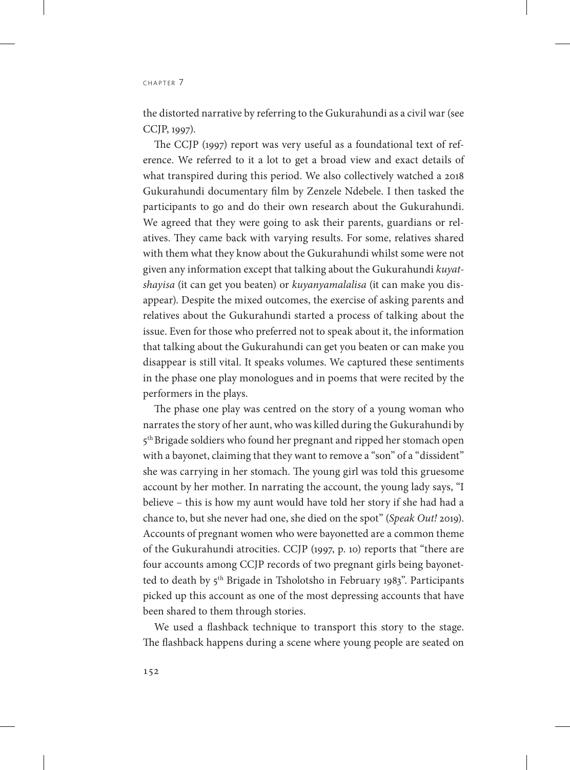the distorted narrative by referring to the Gukurahundi as a civil war (see CCJP, 1997).

The CCJP (1997) report was very useful as a foundational text of reference. We referred to it a lot to get a broad view and exact details of what transpired during this period. We also collectively watched a 2018 Gukurahundi documentary film by Zenzele Ndebele. I then tasked the participants to go and do their own research about the Gukurahundi. We agreed that they were going to ask their parents, guardians or relatives. They came back with varying results. For some, relatives shared with them what they know about the Gukurahundi whilst some were not given any information except that talking about the Gukurahundi *kuyatshayisa* (it can get you beaten) or *kuyanyamalalisa* (it can make you disappear). Despite the mixed outcomes, the exercise of asking parents and relatives about the Gukurahundi started a process of talking about the issue. Even for those who preferred not to speak about it, the information that talking about the Gukurahundi can get you beaten or can make you disappear is still vital. It speaks volumes. We captured these sentiments in the phase one play monologues and in poems that were recited by the performers in the plays.

The phase one play was centred on the story of a young woman who narrates the story of her aunt, who was killed during the Gukurahundi by 5th Brigade soldiers who found her pregnant and ripped her stomach open with a bayonet, claiming that they want to remove a "son" of a "dissident" she was carrying in her stomach. The young girl was told this gruesome account by her mother. In narrating the account, the young lady says, "I believe – this is how my aunt would have told her story if she had had a chance to, but she never had one, she died on the spot" (*Speak Out!* 2019). Accounts of pregnant women who were bayonetted are a common theme of the Gukurahundi atrocities. CCJP (1997, p. 10) reports that "there are four accounts among CCJP records of two pregnant girls being bayonetted to death by 5th Brigade in Tsholotsho in February 1983". Participants picked up this account as one of the most depressing accounts that have been shared to them through stories.

We used a flashback technique to transport this story to the stage. The flashback happens during a scene where young people are seated on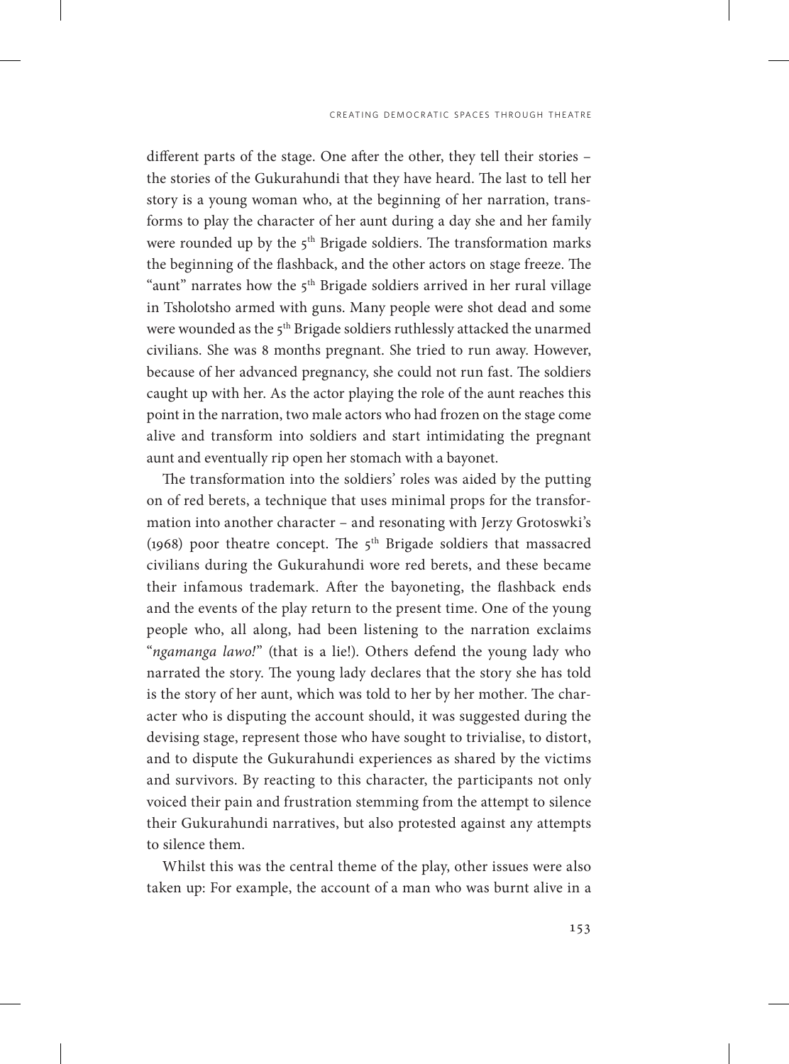different parts of the stage. One after the other, they tell their stories – the stories of the Gukurahundi that they have heard. The last to tell her story is a young woman who, at the beginning of her narration, transforms to play the character of her aunt during a day she and her family were rounded up by the 5th Brigade soldiers. The transformation marks the beginning of the flashback, and the other actors on stage freeze. The "aunt" narrates how the 5th Brigade soldiers arrived in her rural village in Tsholotsho armed with guns. Many people were shot dead and some were wounded as the 5th Brigade soldiers ruthlessly attacked the unarmed civilians. She was 8 months pregnant. She tried to run away. However, because of her advanced pregnancy, she could not run fast. The soldiers caught up with her. As the actor playing the role of the aunt reaches this point in the narration, two male actors who had frozen on the stage come alive and transform into soldiers and start intimidating the pregnant aunt and eventually rip open her stomach with a bayonet.

The transformation into the soldiers' roles was aided by the putting on of red berets, a technique that uses minimal props for the transformation into another character – and resonating with Jerzy Grotoswki's (1968) poor theatre concept. The 5th Brigade soldiers that massacred civilians during the Gukurahundi wore red berets, and these became their infamous trademark. After the bayoneting, the flashback ends and the events of the play return to the present time. One of the young people who, all along, had been listening to the narration exclaims "*ngamanga lawo!*" (that is a lie!). Others defend the young lady who narrated the story. The young lady declares that the story she has told is the story of her aunt, which was told to her by her mother. The character who is disputing the account should, it was suggested during the devising stage, represent those who have sought to trivialise, to distort, and to dispute the Gukurahundi experiences as shared by the victims and survivors. By reacting to this character, the participants not only voiced their pain and frustration stemming from the attempt to silence their Gukurahundi narratives, but also protested against any attempts to silence them.

Whilst this was the central theme of the play, other issues were also taken up: For example, the account of a man who was burnt alive in a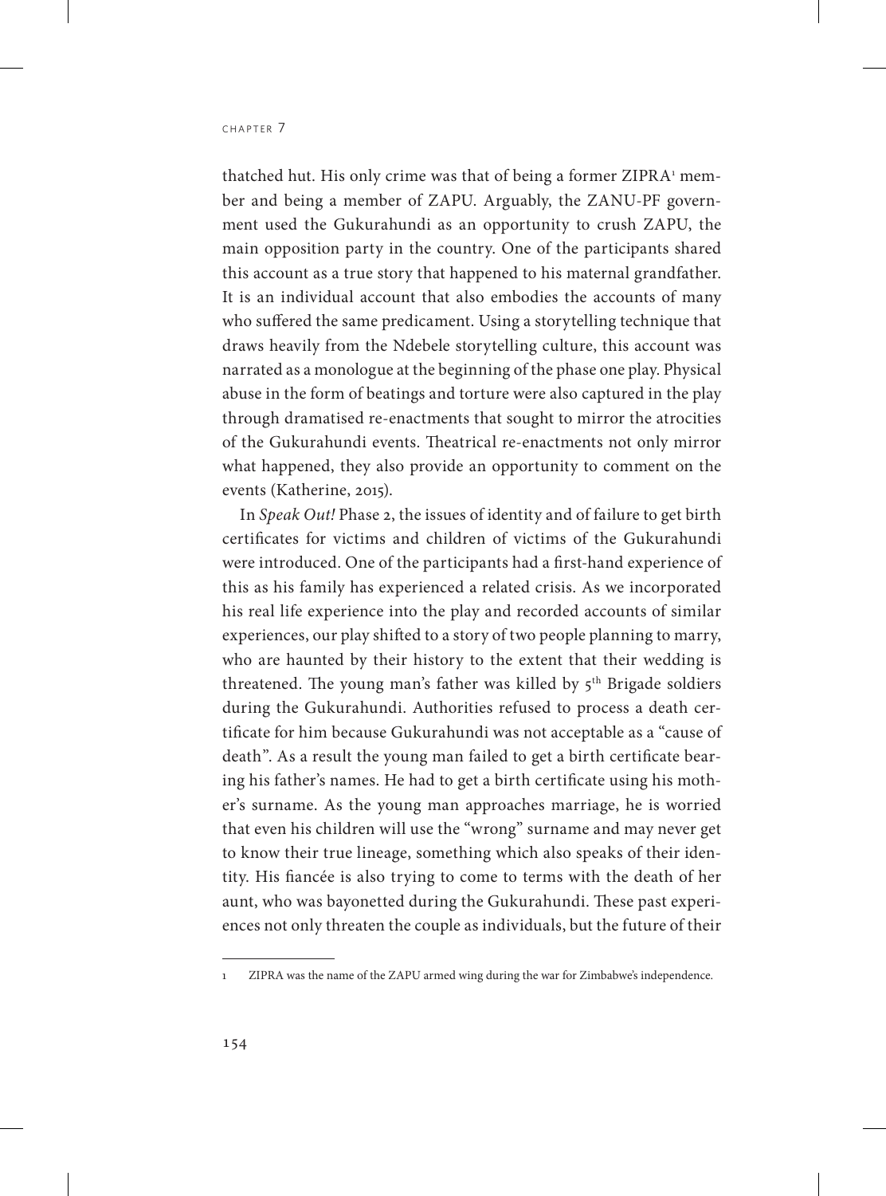thatched hut. His only crime was that of being a former ZIPRA[1] member and being a member of ZAPU. Arguably, the ZANU-PF government used the Gukurahundi as an opportunity to crush ZAPU, the main opposition party in the country. One of the participants shared this account as a true story that happened to his maternal grandfather. It is an individual account that also embodies the accounts of many who suffered the same predicament. Using a storytelling technique that draws heavily from the Ndebele storytelling culture, this account was narrated as a monologue at the beginning of the phase one play. Physical abuse in the form of beatings and torture were also captured in the play through dramatised re-enactments that sought to mirror the atrocities of the Gukurahundi events. Theatrical re-enactments not only mirror what happened, they also provide an opportunity to comment on the events (Katherine, 2015).

In *Speak Out!* Phase 2, the issues of identity and of failure to get birth certificates for victims and children of victims of the Gukurahundi were introduced. One of the participants had a first-hand experience of this as his family has experienced a related crisis. As we incorporated his real life experience into the play and recorded accounts of similar experiences, our play shifted to a story of two people planning to marry, who are haunted by their history to the extent that their wedding is threatened. The young man's father was killed by 5th Brigade soldiers during the Gukurahundi. Authorities refused to process a death certificate for him because Gukurahundi was not acceptable as a "cause of death". As a result the young man failed to get a birth certificate bearing his father's names. He had to get a birth certificate using his mother's surname. As the young man approaches marriage, he is worried that even his children will use the "wrong" surname and may never get to know their true lineage, something which also speaks of their identity. His fiancée is also trying to come to terms with the death of her aunt, who was bayonetted during the Gukurahundi. These past experiences not only threaten the couple as individuals, but the future of their

---

1 ZIPRA was the name of the ZAPU armed wing during the war for Zimbabwe's independence.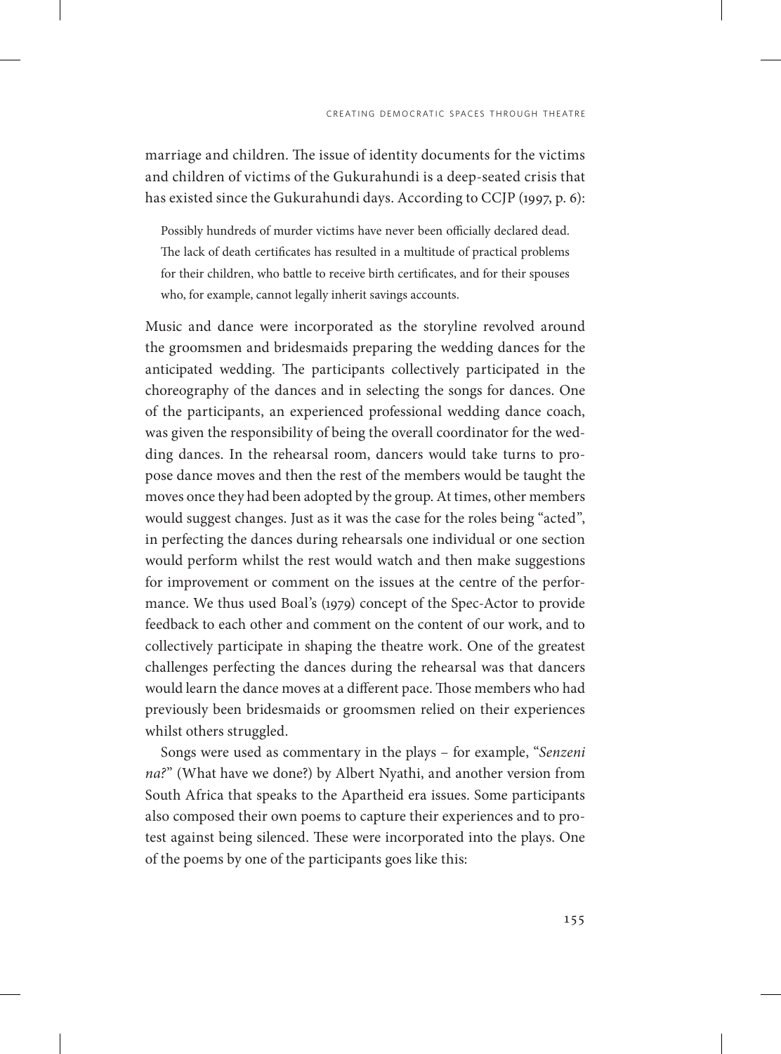marriage and children. The issue of identity documents for the victims and children of victims of the Gukurahundi is a deep-seated crisis that has existed since the Gukurahundi days. According to CCJP (1997, p. 6):

> Possibly hundreds of murder victims have never been officially declared dead. The lack of death certificates has resulted in a multitude of practical problems for their children, who battle to receive birth certificates, and for their spouses who, for example, cannot legally inherit savings accounts.

Music and dance were incorporated as the storyline revolved around the groomsmen and bridesmaids preparing the wedding dances for the anticipated wedding. The participants collectively participated in the choreography of the dances and in selecting the songs for dances. One of the participants, an experienced professional wedding dance coach, was given the responsibility of being the overall coordinator for the wedding dances. In the rehearsal room, dancers would take turns to propose dance moves and then the rest of the members would be taught the moves once they had been adopted by the group. At times, other members would suggest changes. Just as it was the case for the roles being "acted", in perfecting the dances during rehearsals one individual or one section would perform whilst the rest would watch and then make suggestions for improvement or comment on the issues at the centre of the performance. We thus used Boal's (1979) concept of the Spec-Actor to provide feedback to each other and comment on the content of our work, and to collectively participate in shaping the theatre work. One of the greatest challenges perfecting the dances during the rehearsal was that dancers would learn the dance moves at a different pace. Those members who had previously been bridesmaids or groomsmen relied on their experiences whilst others struggled.

Songs were used as commentary in the plays – for example, "*Senzeni na?*" (What have we done?) by Albert Nyathi, and another version from South Africa that speaks to the Apartheid era issues. Some participants also composed their own poems to capture their experiences and to protest against being silenced. These were incorporated into the plays. One of the poems by one of the participants goes like this: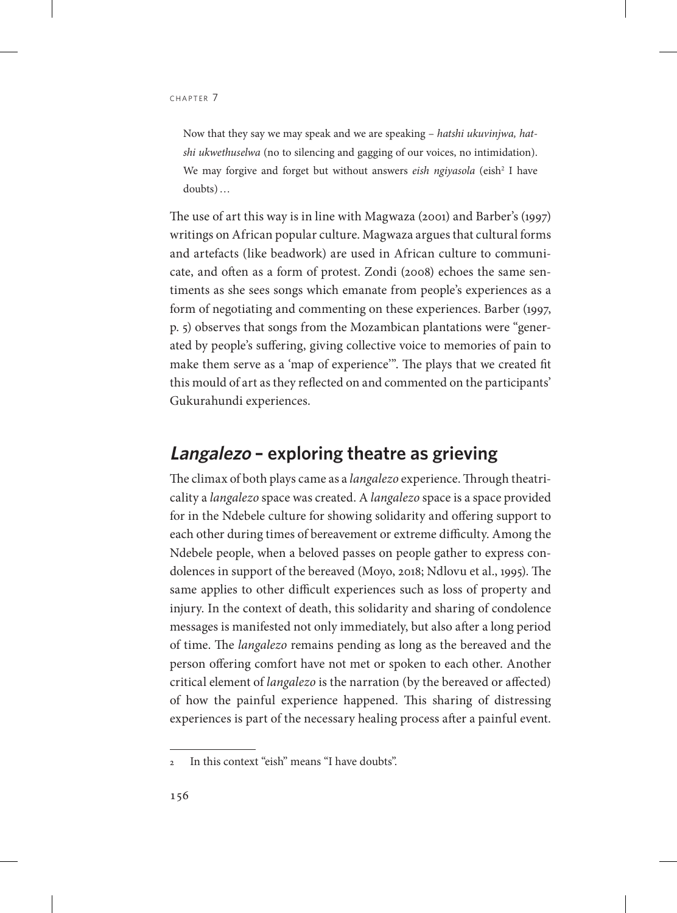> Now that they say we may speak and we are speaking – *hatshi ukuvinjwa, hatshi ukwethuselwa* (no to silencing and gagging of our voices, no intimidation). We may forgive and forget but without answers *eish ngiyasola* (eish[2] I have doubts)…

The use of art this way is in line with Magwaza (2001) and Barber's (1997) writings on African popular culture. Magwaza argues that cultural forms and artefacts (like beadwork) are used in African culture to communicate, and often as a form of protest. Zondi (2008) echoes the same sentiments as she sees songs which emanate from people's experiences as a form of negotiating and commenting on these experiences. Barber (1997, p. 5) observes that songs from the Mozambican plantations were "generated by people's suffering, giving collective voice to memories of pain to make them serve as a 'map of experience'". The plays that we created fit this mould of art as they reflected on and commented on the participants' Gukurahundi experiences.

## *Langalezo* – exploring theatre as grieving

The climax of both plays came as a *langalezo* experience. Through theatricality a *langalezo* space was created. A *langalezo* space is a space provided for in the Ndebele culture for showing solidarity and offering support to each other during times of bereavement or extreme difficulty. Among the Ndebele people, when a beloved passes on people gather to express condolences in support of the bereaved (Moyo, 2018; Ndlovu et al., 1995). The same applies to other difficult experiences such as loss of property and injury. In the context of death, this solidarity and sharing of condolence messages is manifested not only immediately, but also after a long period of time. The *langalezo* remains pending as long as the bereaved and the person offering comfort have not met or spoken to each other. Another critical element of *langalezo* is the narration (by the bereaved or affected) of how the painful experience happened. This sharing of distressing experiences is part of the necessary healing process after a painful event.

---

2 In this context "eish" means "I have doubts".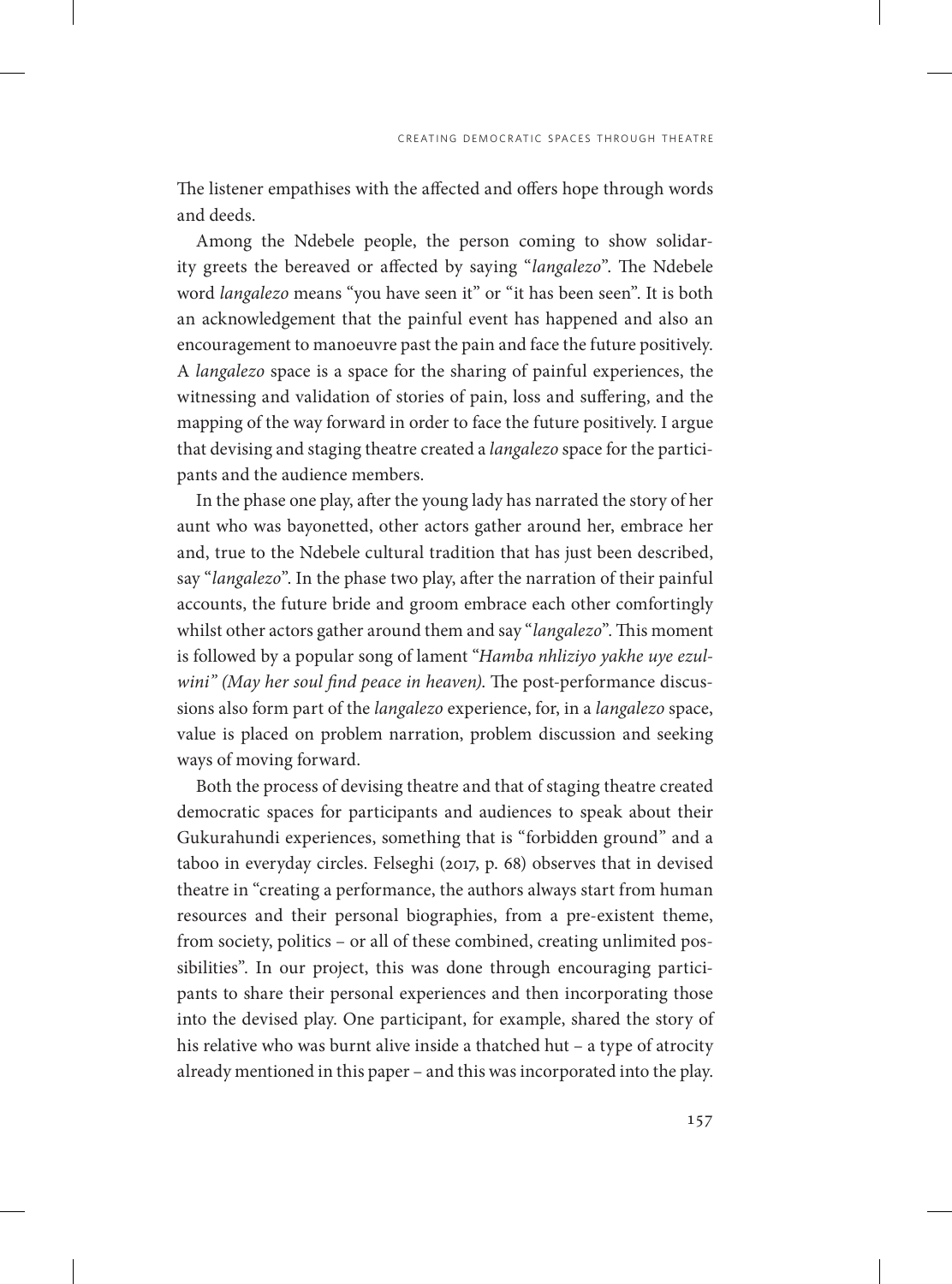The listener empathises with the affected and offers hope through words and deeds.

Among the Ndebele people, the person coming to show solidarity greets the bereaved or affected by saying "*langalezo*". The Ndebele word *langalezo* means "you have seen it" or "it has been seen". It is both an acknowledgement that the painful event has happened and also an encouragement to manoeuvre past the pain and face the future positively. A *langalezo* space is a space for the sharing of painful experiences, the witnessing and validation of stories of pain, loss and suffering, and the mapping of the way forward in order to face the future positively. I argue that devising and staging theatre created a *langalezo* space for the participants and the audience members.

In the phase one play, after the young lady has narrated the story of her aunt who was bayonetted, other actors gather around her, embrace her and, true to the Ndebele cultural tradition that has just been described, say "*langalezo*". In the phase two play, after the narration of their painful accounts, the future bride and groom embrace each other comfortingly whilst other actors gather around them and say "*langalezo*". This moment is followed by a popular song of lament "*Hamba nhliziyo yakhe uye ezulwini" (May her soul find peace in heaven)*. The post-performance discussions also form part of the *langalezo* experience, for, in a *langalezo* space, value is placed on problem narration, problem discussion and seeking ways of moving forward.

Both the process of devising theatre and that of staging theatre created democratic spaces for participants and audiences to speak about their Gukurahundi experiences, something that is "forbidden ground" and a taboo in everyday circles. Felseghi (2017, p. 68) observes that in devised theatre in "creating a performance, the authors always start from human resources and their personal biographies, from a pre-existent theme, from society, politics – or all of these combined, creating unlimited possibilities". In our project, this was done through encouraging participants to share their personal experiences and then incorporating those into the devised play. One participant, for example, shared the story of his relative who was burnt alive inside a thatched hut – a type of atrocity already mentioned in this paper – and this was incorporated into the play.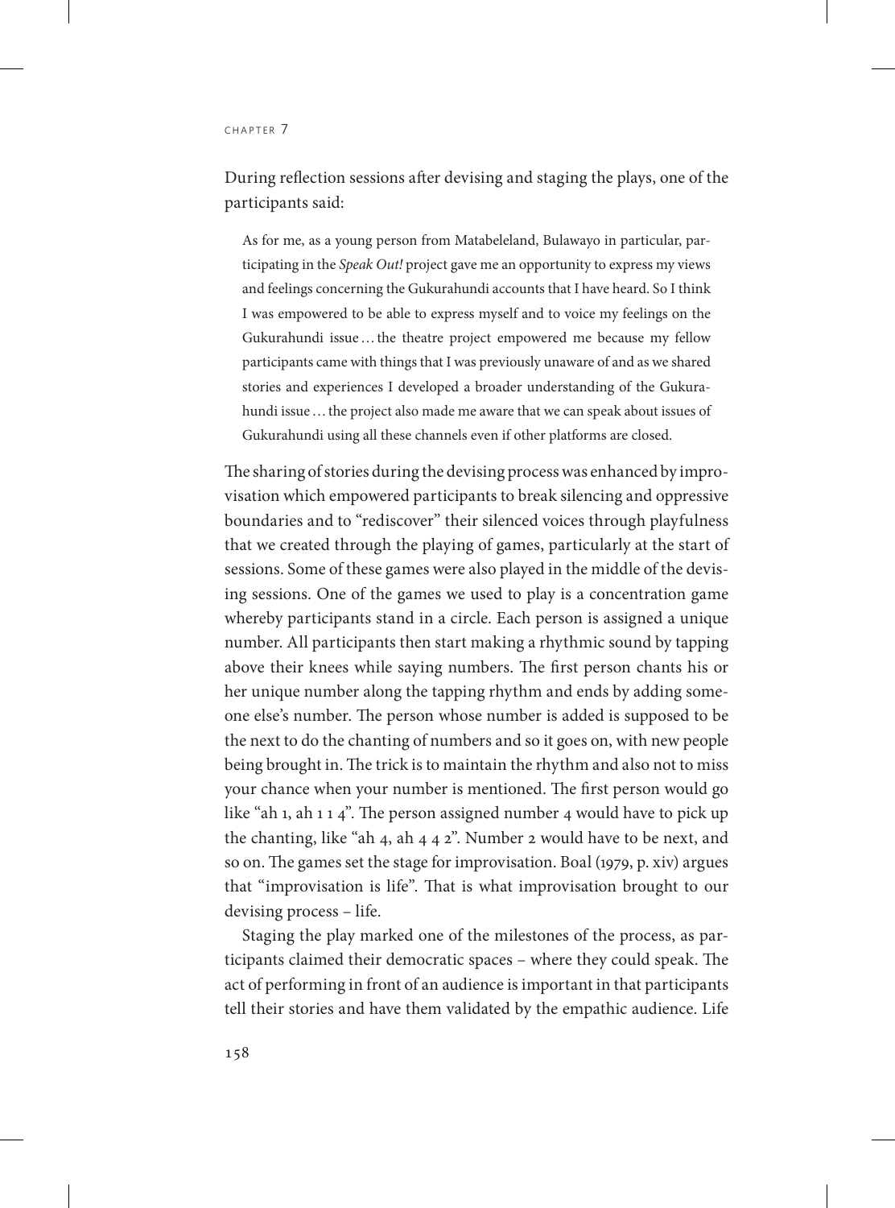During reflection sessions after devising and staging the plays, one of the participants said:

> As for me, as a young person from Matabeleland, Bulawayo in particular, participating in the *Speak Out!* project gave me an opportunity to express my views and feelings concerning the Gukurahundi accounts that I have heard. So I think I was empowered to be able to express myself and to voice my feelings on the Gukurahundi issue … the theatre project empowered me because my fellow participants came with things that I was previously unaware of and as we shared stories and experiences I developed a broader understanding of the Gukurahundi issue … the project also made me aware that we can speak about issues of Gukurahundi using all these channels even if other platforms are closed.

The sharing of stories during the devising process was enhanced by improvisation which empowered participants to break silencing and oppressive boundaries and to "rediscover" their silenced voices through playfulness that we created through the playing of games, particularly at the start of sessions. Some of these games were also played in the middle of the devising sessions. One of the games we used to play is a concentration game whereby participants stand in a circle. Each person is assigned a unique number. All participants then start making a rhythmic sound by tapping above their knees while saying numbers. The first person chants his or her unique number along the tapping rhythm and ends by adding someone else's number. The person whose number is added is supposed to be the next to do the chanting of numbers and so it goes on, with new people being brought in. The trick is to maintain the rhythm and also not to miss your chance when your number is mentioned. The first person would go like "ah 1, ah 1 1 4". The person assigned number 4 would have to pick up the chanting, like "ah 4, ah 4 4 2". Number 2 would have to be next, and so on. The games set the stage for improvisation. Boal (1979, p. xiv) argues that "improvisation is life". That is what improvisation brought to our devising process – life.

Staging the play marked one of the milestones of the process, as participants claimed their democratic spaces – where they could speak. The act of performing in front of an audience is important in that participants tell their stories and have them validated by the empathic audience. Life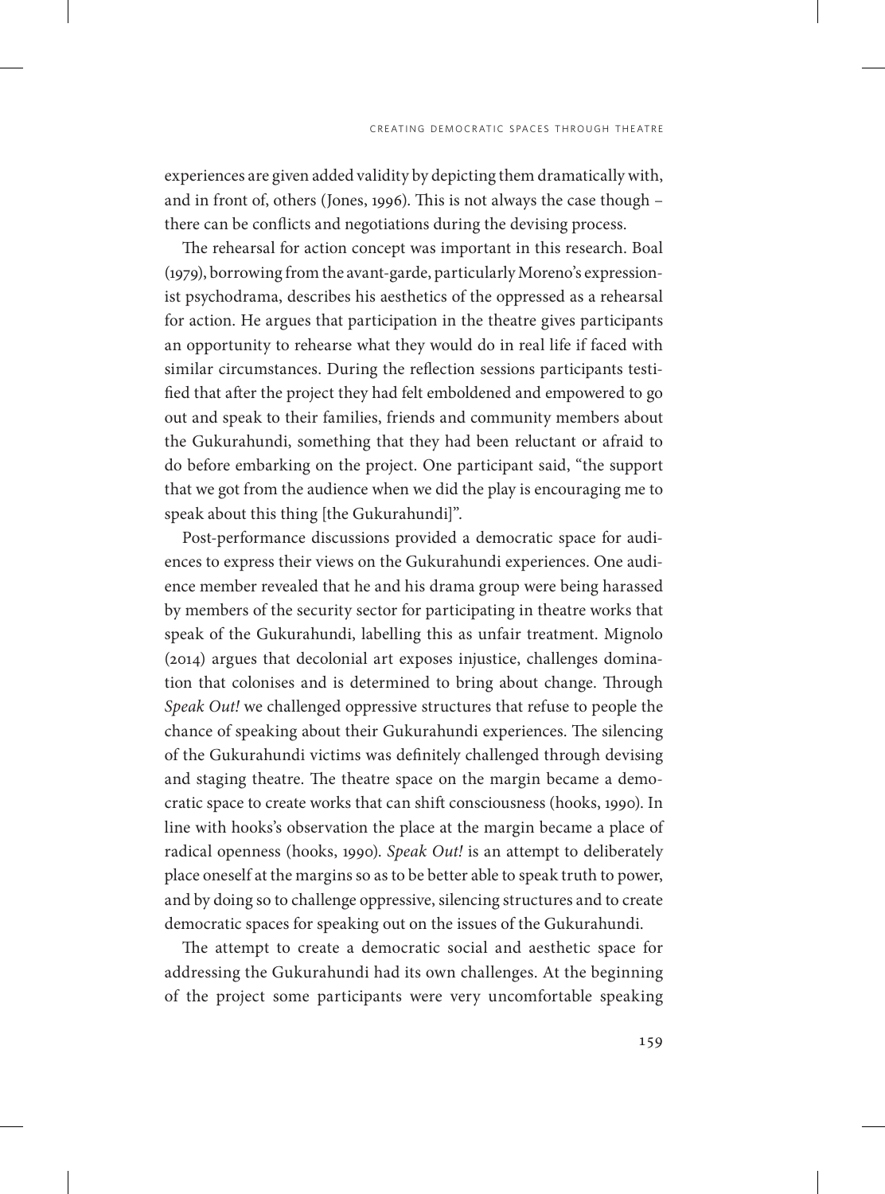experiences are given added validity by depicting them dramatically with, and in front of, others (Jones, 1996). This is not always the case though – there can be conflicts and negotiations during the devising process.

The rehearsal for action concept was important in this research. Boal (1979), borrowing from the avant-garde, particularly Moreno's expressionist psychodrama, describes his aesthetics of the oppressed as a rehearsal for action. He argues that participation in the theatre gives participants an opportunity to rehearse what they would do in real life if faced with similar circumstances. During the reflection sessions participants testified that after the project they had felt emboldened and empowered to go out and speak to their families, friends and community members about the Gukurahundi, something that they had been reluctant or afraid to do before embarking on the project. One participant said, "the support that we got from the audience when we did the play is encouraging me to speak about this thing [the Gukurahundi]".

Post-performance discussions provided a democratic space for audiences to express their views on the Gukurahundi experiences. One audience member revealed that he and his drama group were being harassed by members of the security sector for participating in theatre works that speak of the Gukurahundi, labelling this as unfair treatment. Mignolo (2014) argues that decolonial art exposes injustice, challenges domination that colonises and is determined to bring about change. Through *Speak Out!* we challenged oppressive structures that refuse to people the chance of speaking about their Gukurahundi experiences. The silencing of the Gukurahundi victims was definitely challenged through devising and staging theatre. The theatre space on the margin became a democratic space to create works that can shift consciousness (hooks, 1990). In line with hooks's observation the place at the margin became a place of radical openness (hooks, 1990). *Speak Out!* is an attempt to deliberately place oneself at the margins so as to be better able to speak truth to power, and by doing so to challenge oppressive, silencing structures and to create democratic spaces for speaking out on the issues of the Gukurahundi.

The attempt to create a democratic social and aesthetic space for addressing the Gukurahundi had its own challenges. At the beginning of the project some participants were very uncomfortable speaking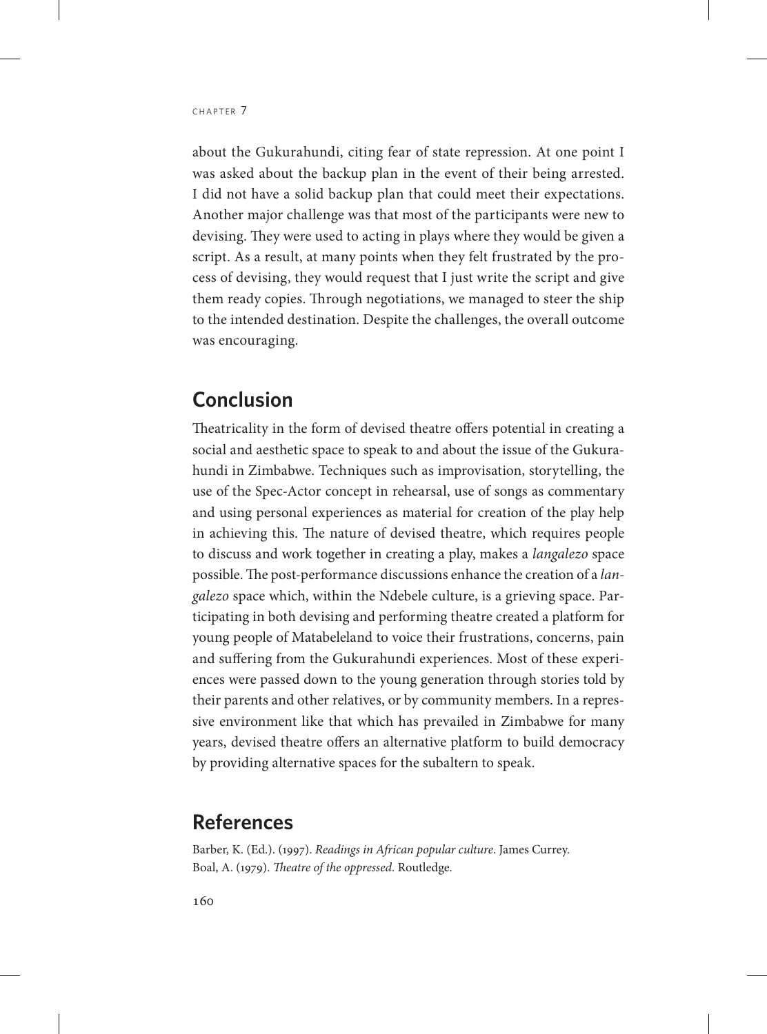about the Gukurahundi, citing fear of state repression. At one point I was asked about the backup plan in the event of their being arrested. I did not have a solid backup plan that could meet their expectations. Another major challenge was that most of the participants were new to devising. They were used to acting in plays where they would be given a script. As a result, at many points when they felt frustrated by the process of devising, they would request that I just write the script and give them ready copies. Through negotiations, we managed to steer the ship to the intended destination. Despite the challenges, the overall outcome was encouraging.

## Conclusion

Theatricality in the form of devised theatre offers potential in creating a social and aesthetic space to speak to and about the issue of the Gukurahundi in Zimbabwe. Techniques such as improvisation, storytelling, the use of the Spec-Actor concept in rehearsal, use of songs as commentary and using personal experiences as material for creation of the play help in achieving this. The nature of devised theatre, which requires people to discuss and work together in creating a play, makes a *langalezo* space possible. The post-performance discussions enhance the creation of a *langalezo* space which, within the Ndebele culture, is a grieving space. Participating in both devising and performing theatre created a platform for young people of Matabeleland to voice their frustrations, concerns, pain and suffering from the Gukurahundi experiences. Most of these experiences were passed down to the young generation through stories told by their parents and other relatives, or by community members. In a repressive environment like that which has prevailed in Zimbabwe for many years, devised theatre offers an alternative platform to build democracy by providing alternative spaces for the subaltern to speak.

## References

Barber, K. (Ed.). (1997). *Readings in African popular culture*. James Currey.

Boal, A. (1979). *Theatre of the oppressed*. Routledge.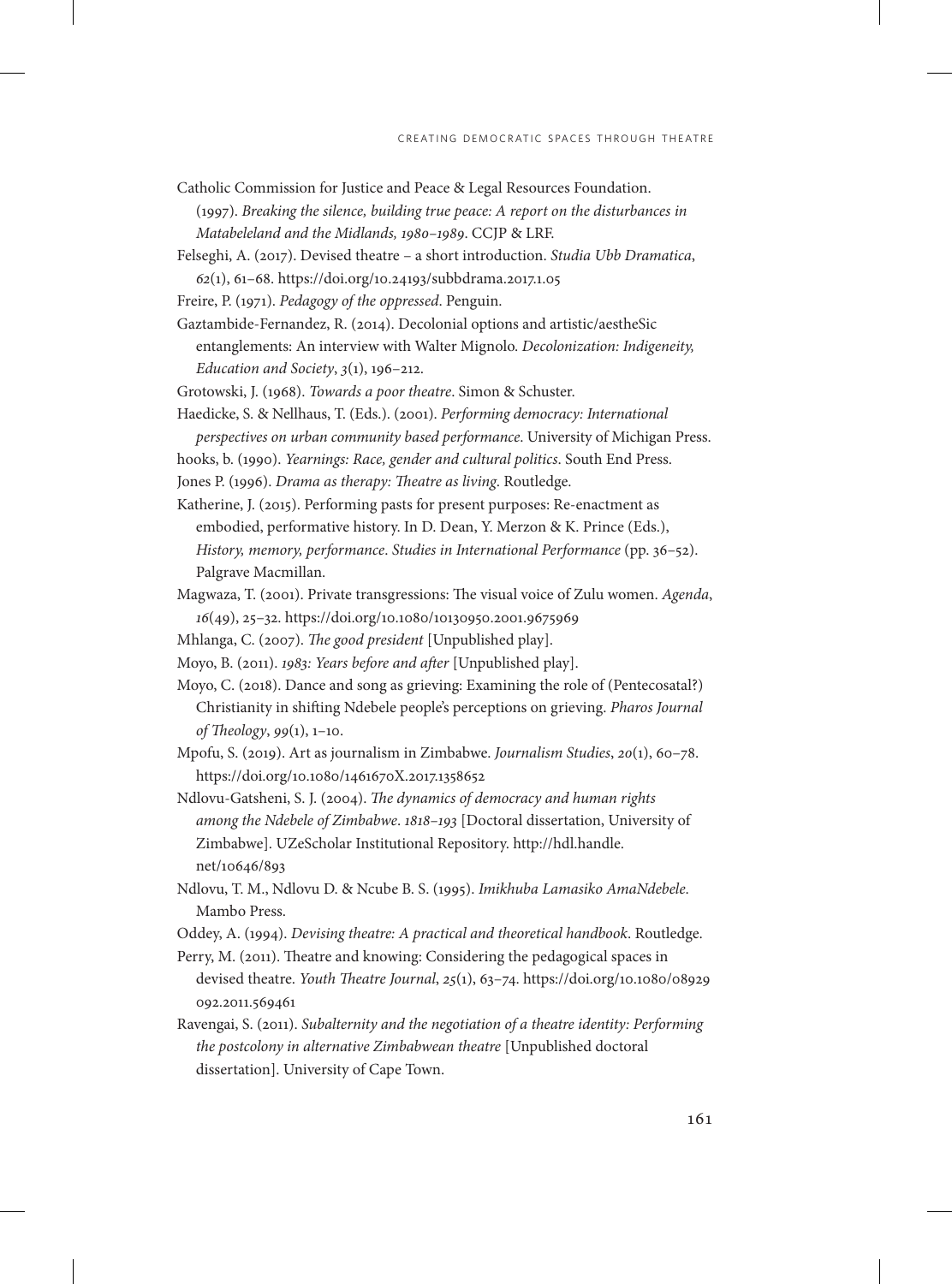Catholic Commission for Justice and Peace & Legal Resources Foundation. (1997). *Breaking the silence, building true peace: A report on the disturbances in Matabeleland and the Midlands, 1980–1989*. CCJP & LRF.

Felseghi, A. (2017). Devised theatre – a short introduction. *Studia Ubb Dramatica*, *62*(1), 61–68. https://doi.org/10.24193/subbdrama.2017.1.05

Freire, P. (1971). *Pedagogy of the oppressed*. Penguin.

Gaztambide-Fernandez, R. (2014). Decolonial options and artistic/aestheSic entanglements: An interview with Walter Mignolo. *Decolonization: Indigeneity, Education and Society*, *3*(1), 196–212.

Grotowski, J. (1968). *Towards a poor theatre*. Simon & Schuster.

Haedicke, S. & Nellhaus, T. (Eds.). (2001). *Performing democracy: International perspectives on urban community based performance*. University of Michigan Press.

hooks, b. (1990). *Yearnings: Race, gender and cultural politics*. South End Press.

Jones P. (1996). *Drama as therapy: Theatre as living*. Routledge.

Katherine, J. (2015). Performing pasts for present purposes: Re-enactment as embodied, performative history. In D. Dean, Y. Merzon & K. Prince (Eds.), *History, memory, performance*. *Studies in International Performance* (pp. 36–52). Palgrave Macmillan.

Magwaza, T. (2001). Private transgressions: The visual voice of Zulu women. *Agenda*, *16*(49), 25–32. https://doi.org/10.1080/10130950.2001.9675969

Mhlanga, C. (2007). *The good president* [Unpublished play].

Moyo, B. (2011). *1983: Years before and after* [Unpublished play].

Moyo, C. (2018). Dance and song as grieving: Examining the role of (Pentecosatal?) Christianity in shifting Ndebele people's perceptions on grieving. *Pharos Journal of Theology*, *99*(1), 1–10.

Mpofu, S. (2019). Art as journalism in Zimbabwe. *Journalism Studies*, *20*(1), 60–78. https://doi.org/10.1080/1461670X.2017.1358652

Ndlovu-Gatsheni, S. J. (2004). *The dynamics of democracy and human rights among the Ndebele of Zimbabwe*. *1818–193* [Doctoral dissertation, University of Zimbabwe]. UZeScholar Institutional Repository. http://hdl.handle.net/10646/893

Ndlovu, T. M., Ndlovu D. & Ncube B. S. (1995). *Imikhuba Lamasiko AmaNdebele*. Mambo Press.

Oddey, A. (1994). *Devising theatre: A practical and theoretical handbook*. Routledge.

Perry, M. (2011). Theatre and knowing: Considering the pedagogical spaces in devised theatre. *Youth Theatre Journal*, *25*(1), 63–74. https://doi.org/10.1080/08929092.2011.569461

Ravengai, S. (2011). *Subalternity and the negotiation of a theatre identity: Performing the postcolony in alternative Zimbabwean theatre* [Unpublished doctoral dissertation]. University of Cape Town.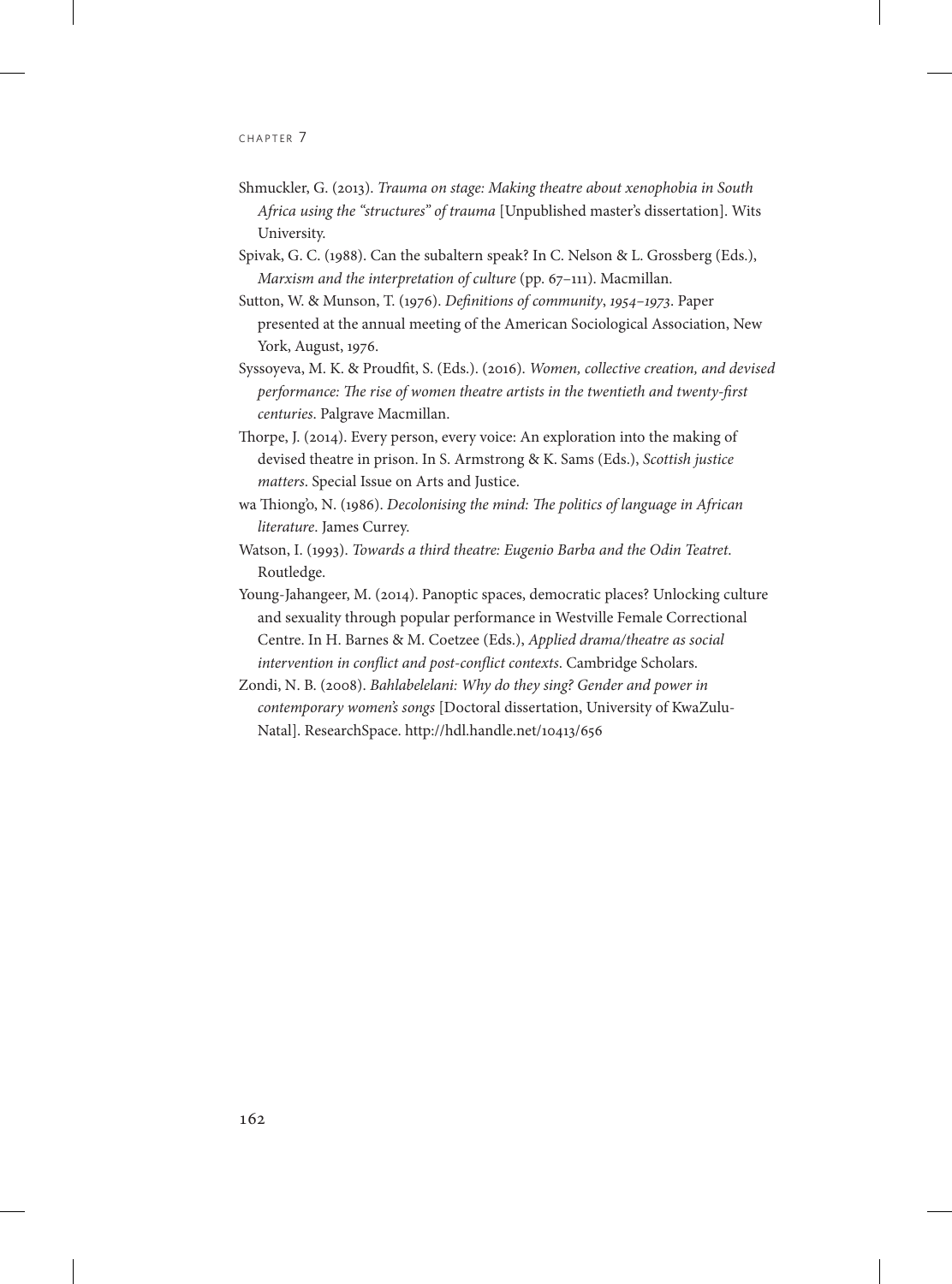Shmuckler, G. (2013). *Trauma on stage: Making theatre about xenophobia in South Africa using the "structures" of trauma* [Unpublished master's dissertation]. Wits University.

Spivak, G. C. (1988). Can the subaltern speak? In C. Nelson & L. Grossberg (Eds.), *Marxism and the interpretation of culture* (pp. 67–111). Macmillan.

Sutton, W. & Munson, T. (1976). *Definitions of community, 1954–1973*. Paper presented at the annual meeting of the American Sociological Association, New York, August, 1976.

Syssoyeva, M. K. & Proudfit, S. (Eds.). (2016). *Women, collective creation, and devised performance: The rise of women theatre artists in the twentieth and twenty-first centuries*. Palgrave Macmillan.

Thorpe, J. (2014). Every person, every voice: An exploration into the making of devised theatre in prison. In S. Armstrong & K. Sams (Eds.), *Scottish justice matters*. Special Issue on Arts and Justice.

wa Thiong'o, N. (1986). *Decolonising the mind: The politics of language in African literature*. James Currey.

Watson, I. (1993). *Towards a third theatre: Eugenio Barba and the Odin Teatret*. Routledge.

Young-Jahangeer, M. (2014). Panoptic spaces, democratic places? Unlocking culture and sexuality through popular performance in Westville Female Correctional Centre. In H. Barnes & M. Coetzee (Eds.), *Applied drama/theatre as social intervention in conflict and post-conflict contexts*. Cambridge Scholars.

Zondi, N. B. (2008). *Bahlabelelani: Why do they sing? Gender and power in contemporary women's songs* [Doctoral dissertation, University of KwaZulu-Natal]. ResearchSpace. http://hdl.handle.net/10413/656